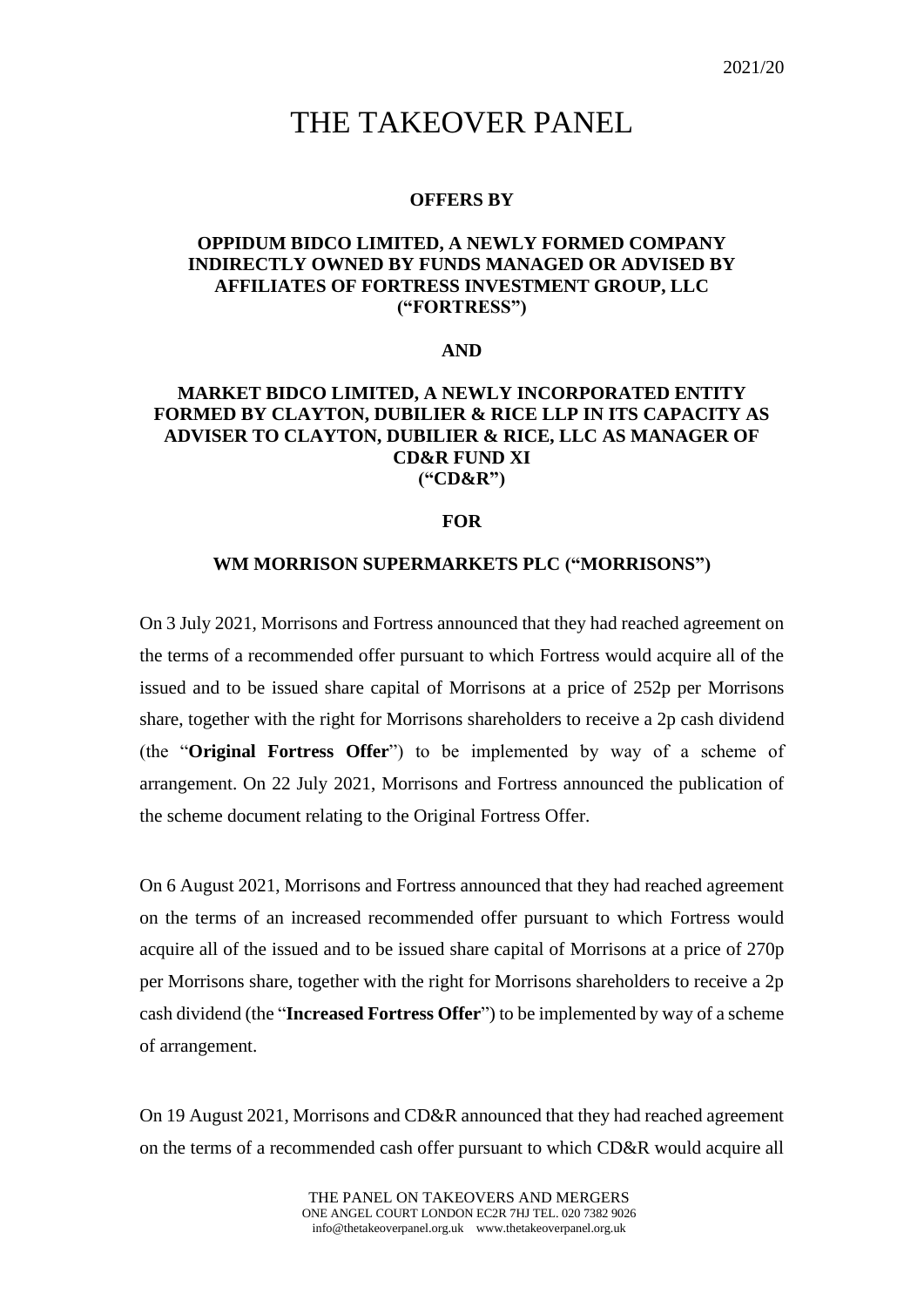2021/20

# THE TAKEOVER PANEL

**OFFERS BY**

**OPPIDUM BIDCO LIMITED, A NEWLY FORMED COMPANY INDIRECTLY OWNED BY FUNDS MANAGED OR ADVISED BY AFFILIATES OF FORTRESS INVESTMENT GROUP, LLC ("FORTRESS")**

**AND**

**MARKET BIDCO LIMITED, A NEWLY INCORPORATED ENTITY FORMED BY CLAYTON, DUBILIER & RICE LLP IN ITS CAPACITY AS ADVISER TO CLAYTON, DUBILIER & RICE, LLC AS MANAGER OF CD&R FUND XI ("CD&R")**

**FOR**

**WM MORRISON SUPERMARKETS PLC ("MORRISONS")**

On 3 July 2021, Morrisons and Fortress announced that they had reached agreement on the terms of a recommended offer pursuant to which Fortress would acquire all of the issued and to be issued share capital of Morrisons at a price of 252p per Morrisons share, together with the right for Morrisons shareholders to receive a 2p cash dividend (the "**Original Fortress Offer**") to be implemented by way of a scheme of arrangement. On 22 July 2021, Morrisons and Fortress announced the publication of the scheme document relating to the Original Fortress Offer.

On 6 August 2021, Morrisons and Fortress announced that they had reached agreement on the terms of an increased recommended offer pursuant to which Fortress would acquire all of the issued and to be issued share capital of Morrisons at a price of 270p per Morrisons share, together with the right for Morrisons shareholders to receive a 2p cash dividend (the "**Increased Fortress Offer**") to be implemented by way of a scheme of arrangement.

On 19 August 2021, Morrisons and CD&R announced that they had reached agreement on the terms of a recommended cash offer pursuant to which CD&R would acquire all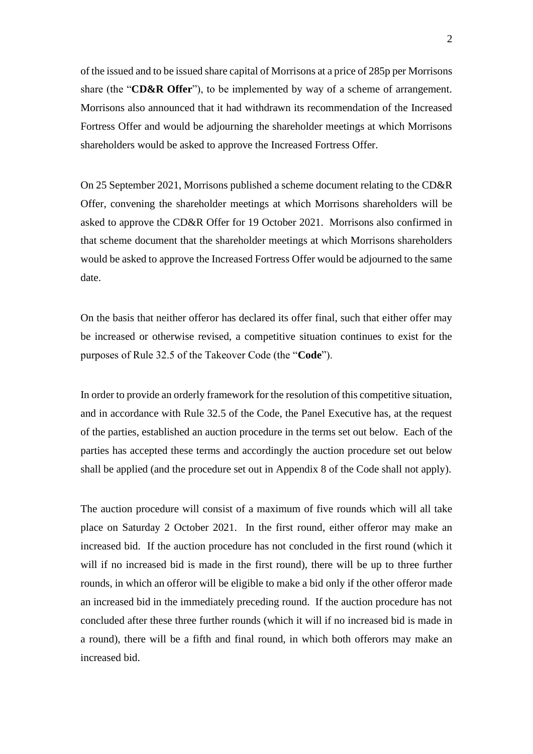of the issued and to be issued share capital of Morrisons at a price of 285p per Morrisons share (the "**CD&R Offer**"), to be implemented by way of a scheme of arrangement. Morrisons also announced that it had withdrawn its recommendation of the Increased Fortress Offer and would be adjourning the shareholder meetings at which Morrisons shareholders would be asked to approve the Increased Fortress Offer.

On 25 September 2021, Morrisons published a scheme document relating to the CD&R Offer, convening the shareholder meetings at which Morrisons shareholders will be asked to approve the CD&R Offer for 19 October 2021. Morrisons also confirmed in that scheme document that the shareholder meetings at which Morrisons shareholders would be asked to approve the Increased Fortress Offer would be adjourned to the same date.

On the basis that neither offeror has declared its offer final, such that either offer may be increased or otherwise revised, a competitive situation continues to exist for the purposes of Rule 32.5 of the Takeover Code (the "**Code**").

In order to provide an orderly framework for the resolution of this competitive situation, and in accordance with Rule 32.5 of the Code, the Panel Executive has, at the request of the parties, established an auction procedure in the terms set out below. Each of the parties has accepted these terms and accordingly the auction procedure set out below shall be applied (and the procedure set out in Appendix 8 of the Code shall not apply).

The auction procedure will consist of a maximum of five rounds which will all take place on Saturday 2 October 2021. In the first round, either offeror may make an increased bid. If the auction procedure has not concluded in the first round (which it will if no increased bid is made in the first round), there will be up to three further rounds, in which an offeror will be eligible to make a bid only if the other offeror made an increased bid in the immediately preceding round. If the auction procedure has not concluded after these three further rounds (which it will if no increased bid is made in a round), there will be a fifth and final round, in which both offerors may make an increased bid.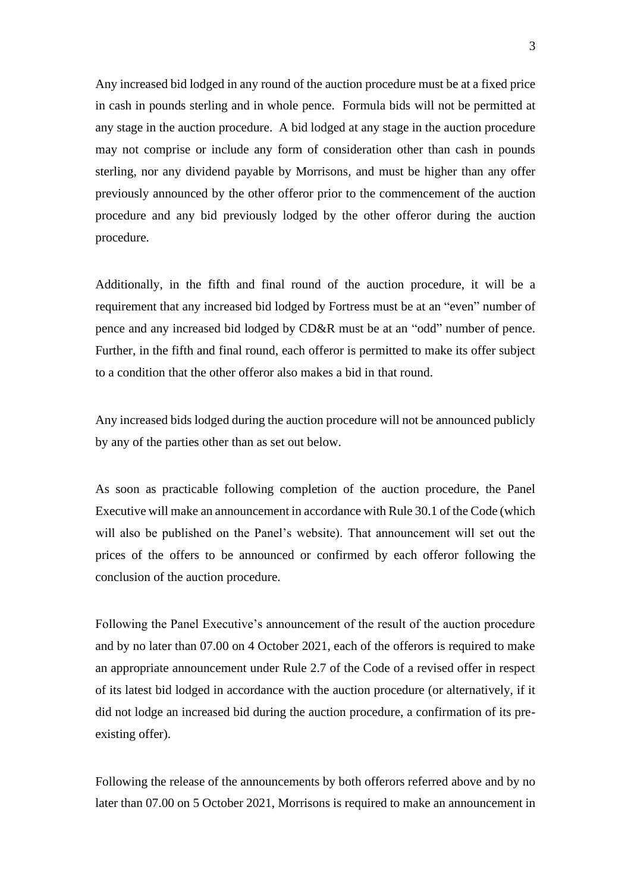Any increased bid lodged in any round of the auction procedure must be at a fixed price in cash in pounds sterling and in whole pence. Formula bids will not be permitted at any stage in the auction procedure. A bid lodged at any stage in the auction procedure may not comprise or include any form of consideration other than cash in pounds sterling, nor any dividend payable by Morrisons, and must be higher than any offer previously announced by the other offeror prior to the commencement of the auction procedure and any bid previously lodged by the other offeror during the auction procedure.

Additionally, in the fifth and final round of the auction procedure, it will be a requirement that any increased bid lodged by Fortress must be at an "even" number of pence and any increased bid lodged by CD&R must be at an "odd" number of pence. Further, in the fifth and final round, each offeror is permitted to make its offer subject to a condition that the other offeror also makes a bid in that round.

Any increased bids lodged during the auction procedure will not be announced publicly by any of the parties other than as set out below.

As soon as practicable following completion of the auction procedure, the Panel Executive will make an announcement in accordance with Rule 30.1 of the Code (which will also be published on the Panel's website). That announcement will set out the prices of the offers to be announced or confirmed by each offeror following the conclusion of the auction procedure.

Following the Panel Executive's announcement of the result of the auction procedure and by no later than 07.00 on 4 October 2021, each of the offerors is required to make an appropriate announcement under Rule 2.7 of the Code of a revised offer in respect of its latest bid lodged in accordance with the auction procedure (or alternatively, if it did not lodge an increased bid during the auction procedure, a confirmation of its pre-existing offer).

Following the release of the announcements by both offerors referred above and by no later than 07.00 on 5 October 2021, Morrisons is required to make an announcement in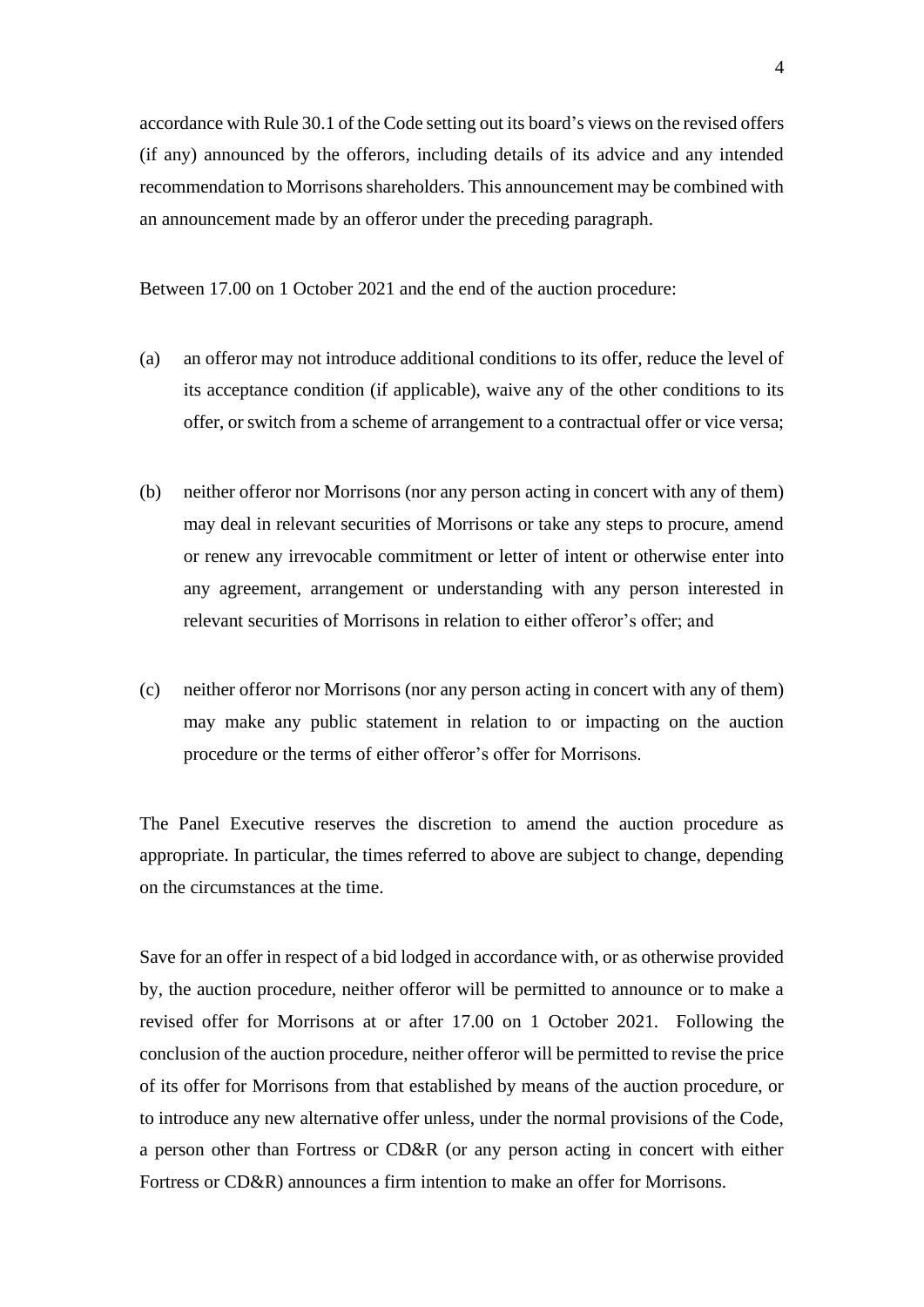accordance with Rule 30.1 of the Code setting out its board's views on the revised offers (if any) announced by the offerors, including details of its advice and any intended recommendation to Morrisons shareholders. This announcement may be combined with an announcement made by an offeror under the preceding paragraph.

Between 17.00 on 1 October 2021 and the end of the auction procedure:

(a) an offeror may not introduce additional conditions to its offer, reduce the level of its acceptance condition (if applicable), waive any of the other conditions to its offer, or switch from a scheme of arrangement to a contractual offer or vice versa;

(b) neither offeror nor Morrisons (nor any person acting in concert with any of them) may deal in relevant securities of Morrisons or take any steps to procure, amend or renew any irrevocable commitment or letter of intent or otherwise enter into any agreement, arrangement or understanding with any person interested in relevant securities of Morrisons in relation to either offeror's offer; and

(c) neither offeror nor Morrisons (nor any person acting in concert with any of them) may make any public statement in relation to or impacting on the auction procedure or the terms of either offeror's offer for Morrisons.

The Panel Executive reserves the discretion to amend the auction procedure as appropriate. In particular, the times referred to above are subject to change, depending on the circumstances at the time.

Save for an offer in respect of a bid lodged in accordance with, or as otherwise provided by, the auction procedure, neither offeror will be permitted to announce or to make a revised offer for Morrisons at or after 17.00 on 1 October 2021. Following the conclusion of the auction procedure, neither offeror will be permitted to revise the price of its offer for Morrisons from that established by means of the auction procedure, or to introduce any new alternative offer unless, under the normal provisions of the Code, a person other than Fortress or CD&R (or any person acting in concert with either Fortress or CD&R) announces a firm intention to make an offer for Morrisons.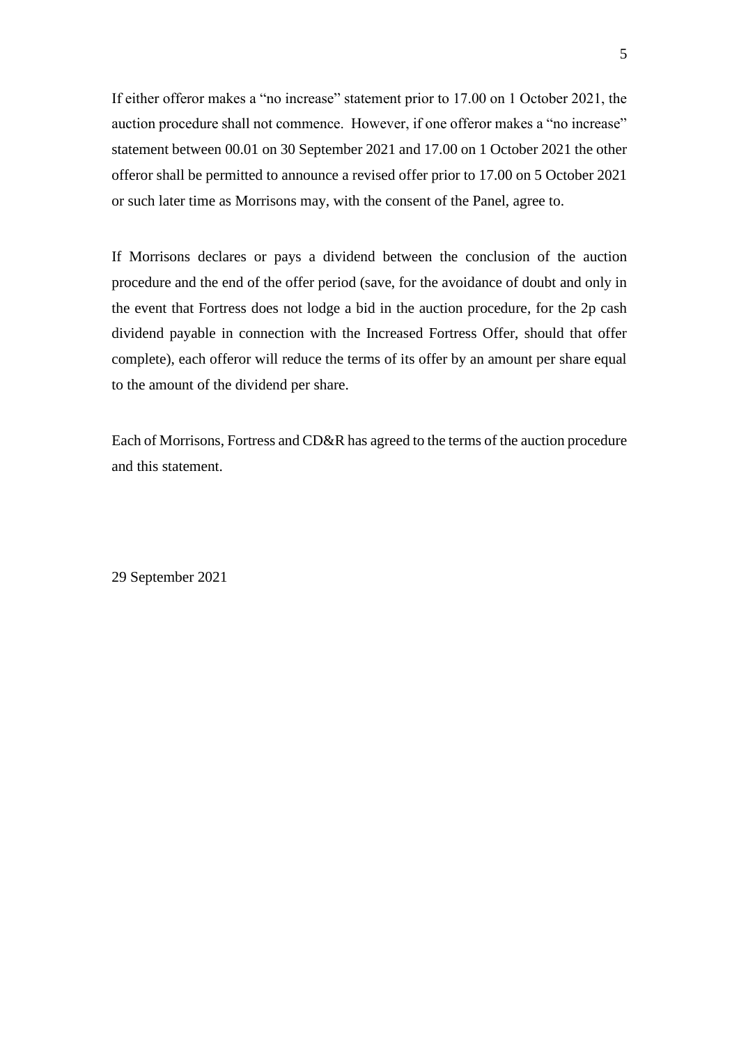If either offeror makes a "no increase" statement prior to 17.00 on 1 October 2021, the auction procedure shall not commence. However, if one offeror makes a "no increase" statement between 00.01 on 30 September 2021 and 17.00 on 1 October 2021 the other offeror shall be permitted to announce a revised offer prior to 17.00 on 5 October 2021 or such later time as Morrisons may, with the consent of the Panel, agree to.

If Morrisons declares or pays a dividend between the conclusion of the auction procedure and the end of the offer period (save, for the avoidance of doubt and only in the event that Fortress does not lodge a bid in the auction procedure, for the 2p cash dividend payable in connection with the Increased Fortress Offer, should that offer complete), each offeror will reduce the terms of its offer by an amount per share equal to the amount of the dividend per share.

Each of Morrisons, Fortress and CD&R has agreed to the terms of the auction procedure and this statement.

29 September 2021